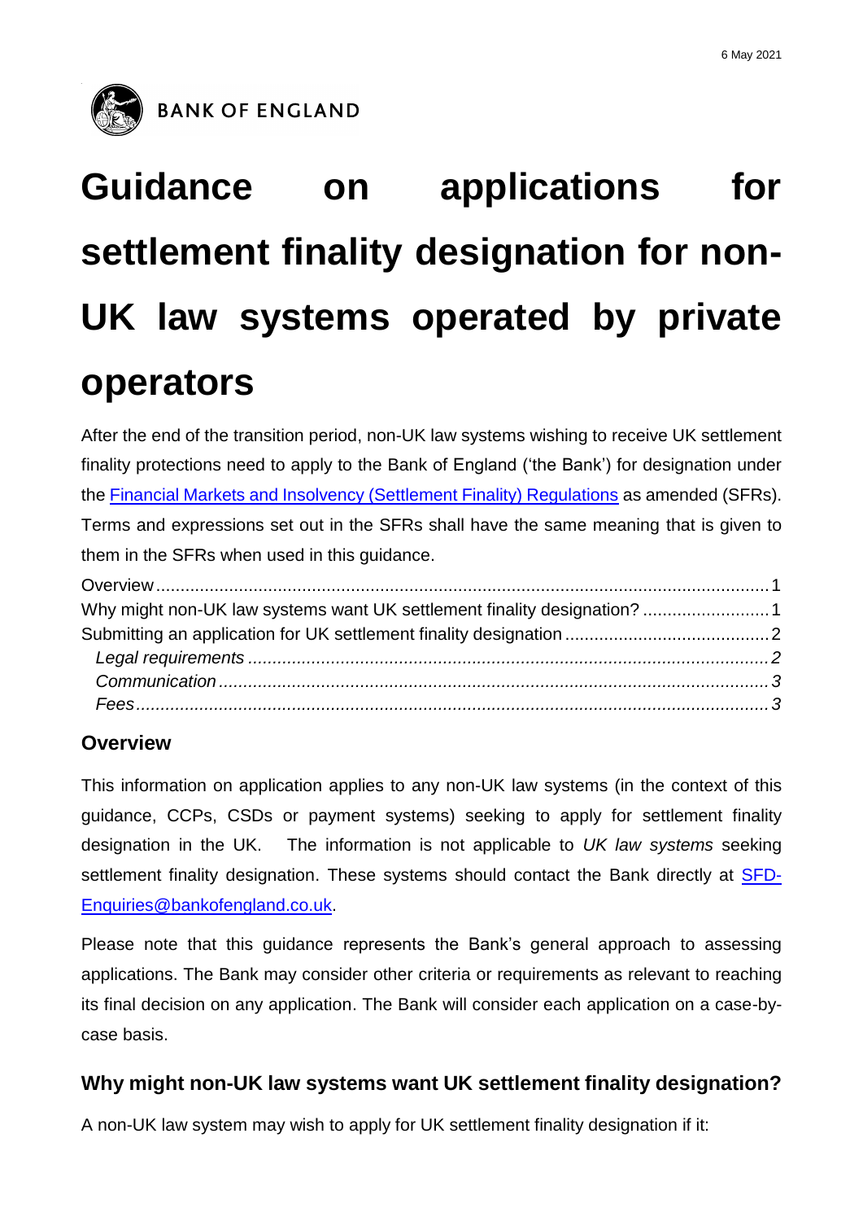6 May 2021

BANK OF ENGLAND

# Guidance on applications for settlement finality designation for non-UK law systems operated by private operators

After the end of the transition period, non-UK law systems wishing to receive UK settlement finality protections need to apply to the Bank of England ('the Bank') for designation under the [Financial Markets and Insolvency (Settlement Finality) Regulations](#) as amended (SFRs). Terms and expressions set out in the SFRs shall have the same meaning that is given to them in the SFRs when used in this guidance.

- Overview ........ 1
- Why might non-UK law systems want UK settlement finality designation? ........ 1
- Submitting an application for UK settlement finality designation ........ 2
  - *Legal requirements* ........ *2*
  - *Communication* ........ *3*
  - *Fees* ........ *3*

## Overview

This information on application applies to any non-UK law systems (in the context of this guidance, CCPs, CSDs or payment systems) seeking to apply for settlement finality designation in the UK. The information is not applicable to *UK law systems* seeking settlement finality designation. These systems should contact the Bank directly at [SFD-Enquiries@bankofengland.co.uk](mailto:SFD-Enquiries@bankofengland.co.uk).

Please note that this guidance represents the Bank's general approach to assessing applications. The Bank may consider other criteria or requirements as relevant to reaching its final decision on any application. The Bank will consider each application on a case-by-case basis.

## Why might non-UK law systems want UK settlement finality designation?

A non-UK law system may wish to apply for UK settlement finality designation if it: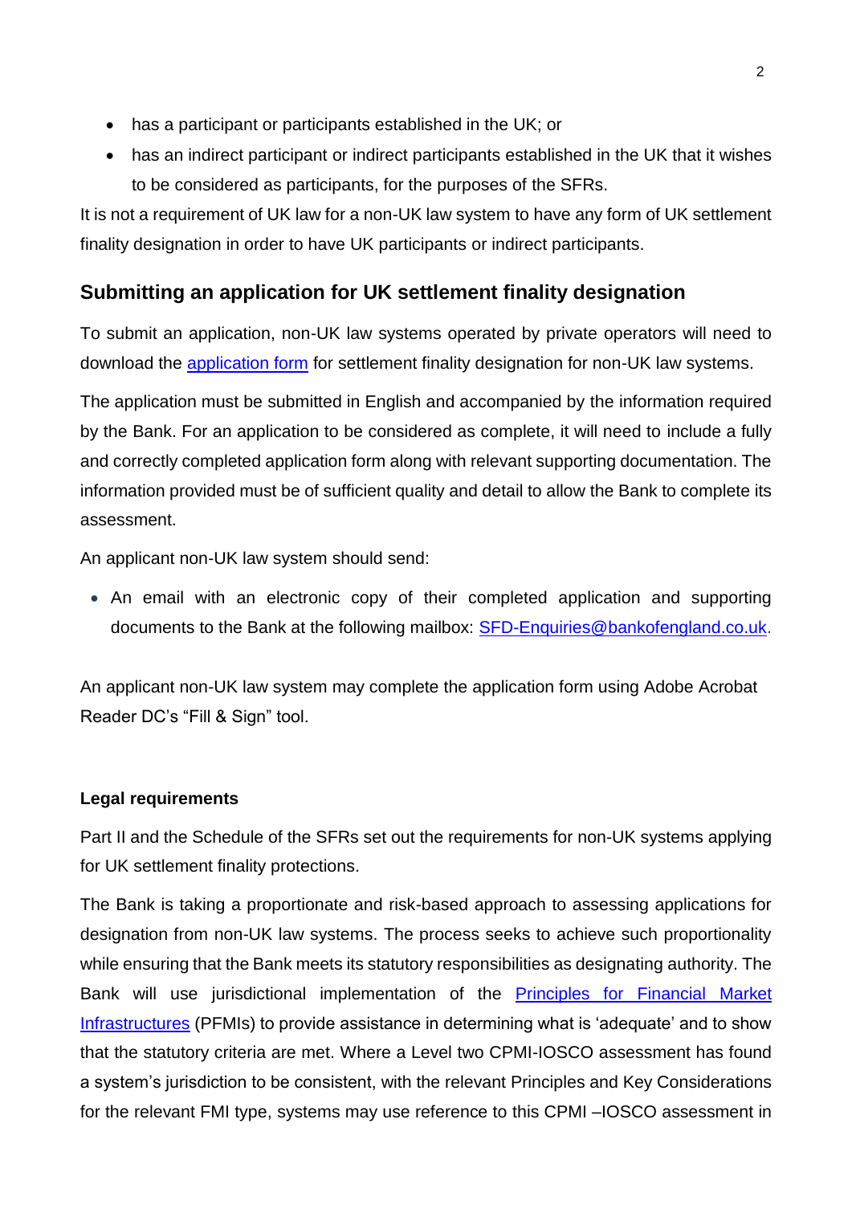- has a participant or participants established in the UK; or
- has an indirect participant or indirect participants established in the UK that it wishes to be considered as participants, for the purposes of the SFRs.

It is not a requirement of UK law for a non-UK law system to have any form of UK settlement finality designation in order to have UK participants or indirect participants.

## Submitting an application for UK settlement finality designation

To submit an application, non-UK law systems operated by private operators will need to download the application form for settlement finality designation for non-UK law systems.

The application must be submitted in English and accompanied by the information required by the Bank. For an application to be considered as complete, it will need to include a fully and correctly completed application form along with relevant supporting documentation. The information provided must be of sufficient quality and detail to allow the Bank to complete its assessment.

An applicant non-UK law system should send:

- An email with an electronic copy of their completed application and supporting documents to the Bank at the following mailbox: SFD-Enquiries@bankofengland.co.uk.

An applicant non-UK law system may complete the application form using Adobe Acrobat Reader DC's "Fill & Sign" tool.

**Legal requirements**

Part II and the Schedule of the SFRs set out the requirements for non-UK systems applying for UK settlement finality protections.

The Bank is taking a proportionate and risk-based approach to assessing applications for designation from non-UK law systems. The process seeks to achieve such proportionality while ensuring that the Bank meets its statutory responsibilities as designating authority. The Bank will use jurisdictional implementation of the Principles for Financial Market Infrastructures (PFMIs) to provide assistance in determining what is 'adequate' and to show that the statutory criteria are met. Where a Level two CPMI-IOSCO assessment has found a system's jurisdiction to be consistent, with the relevant Principles and Key Considerations for the relevant FMI type, systems may use reference to this CPMI –IOSCO assessment in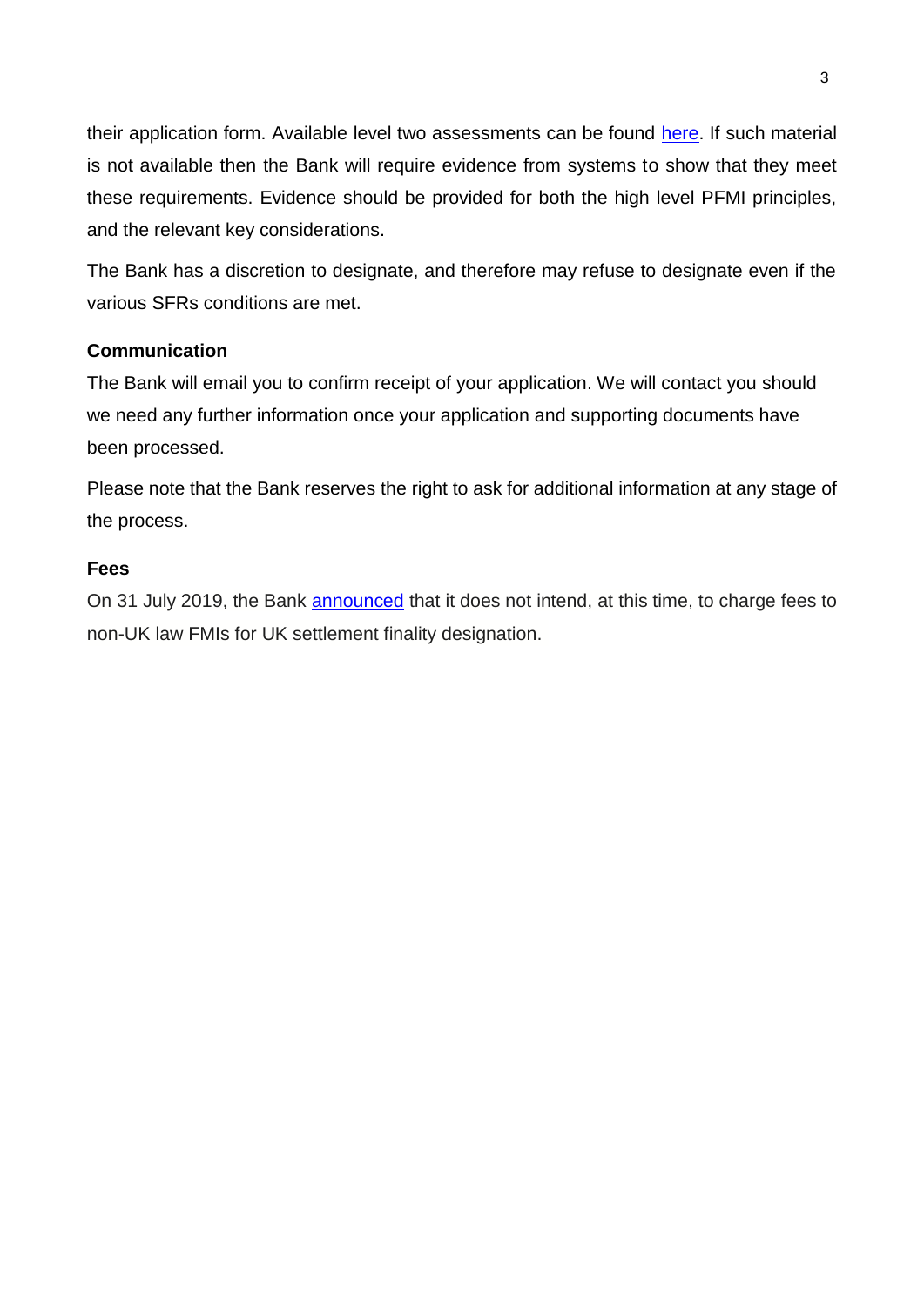their application form. Available level two assessments can be found here. If such material is not available then the Bank will require evidence from systems to show that they meet these requirements. Evidence should be provided for both the high level PFMI principles, and the relevant key considerations.

The Bank has a discretion to designate, and therefore may refuse to designate even if the various SFRs conditions are met.

**Communication**

The Bank will email you to confirm receipt of your application. We will contact you should we need any further information once your application and supporting documents have been processed.

Please note that the Bank reserves the right to ask for additional information at any stage of the process.

**Fees**

On 31 July 2019, the Bank announced that it does not intend, at this time, to charge fees to non-UK law FMIs for UK settlement finality designation.